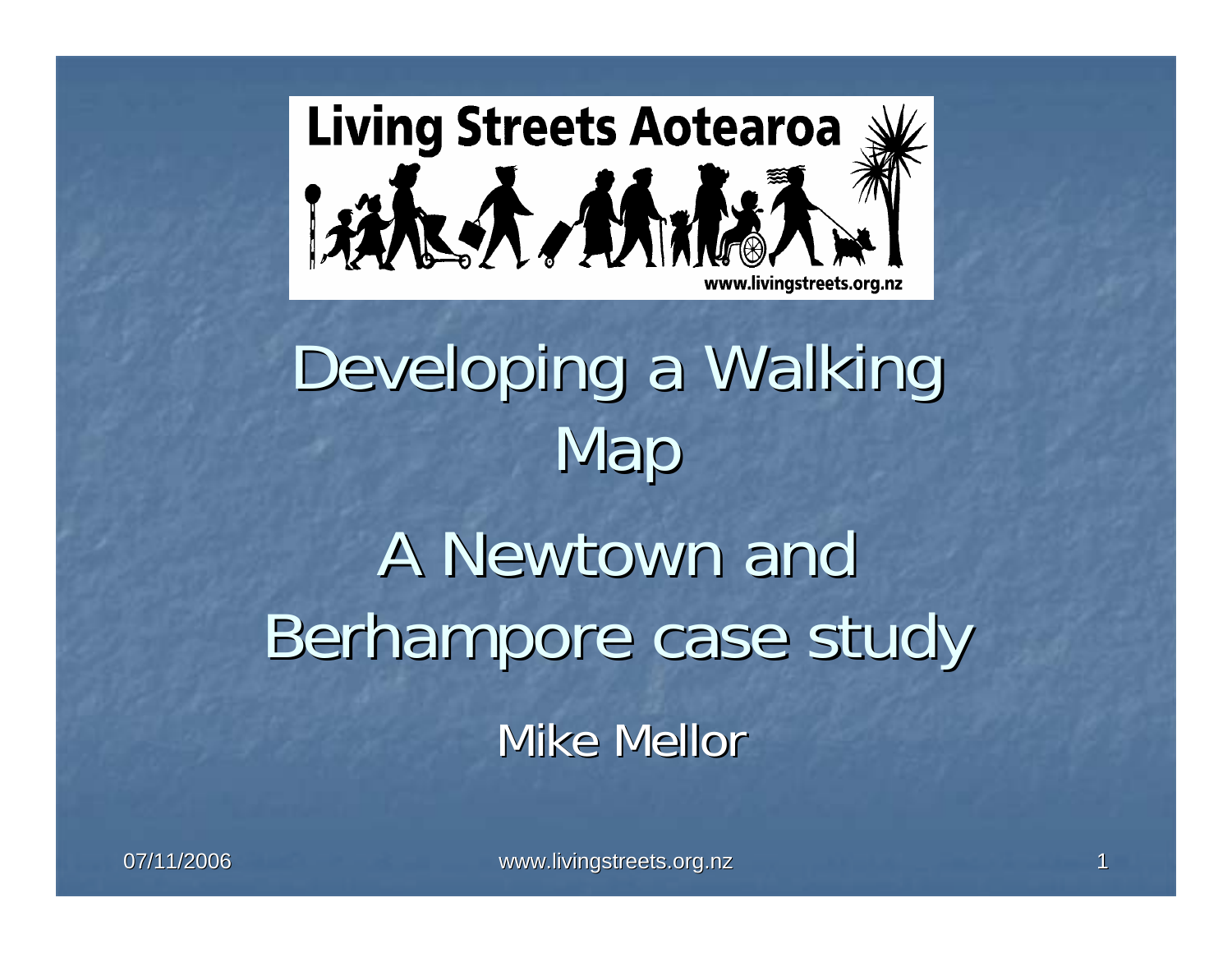# Developing a Walking Map

# A Newtown and Berhampore case study

Mike Mellor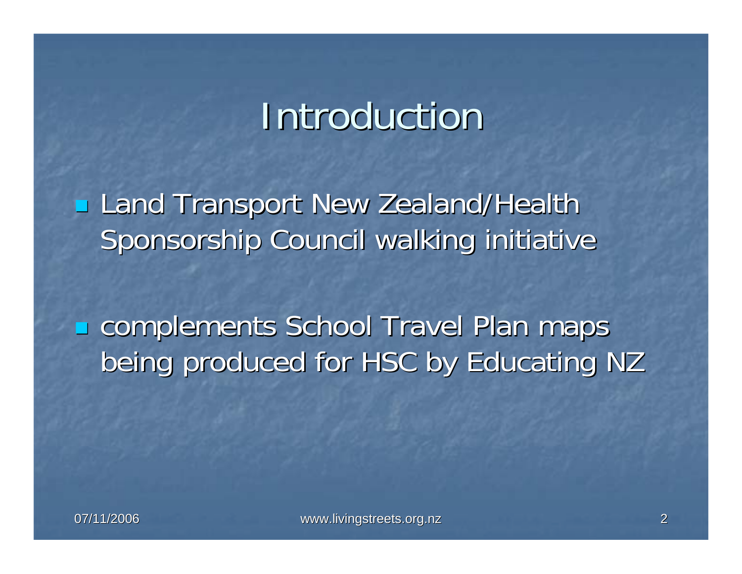# Introduction

- Land Transport New Zealand/Health Sponsorship Council walking initiative
- complements School Travel Plan maps being produced for HSC by Educating NZ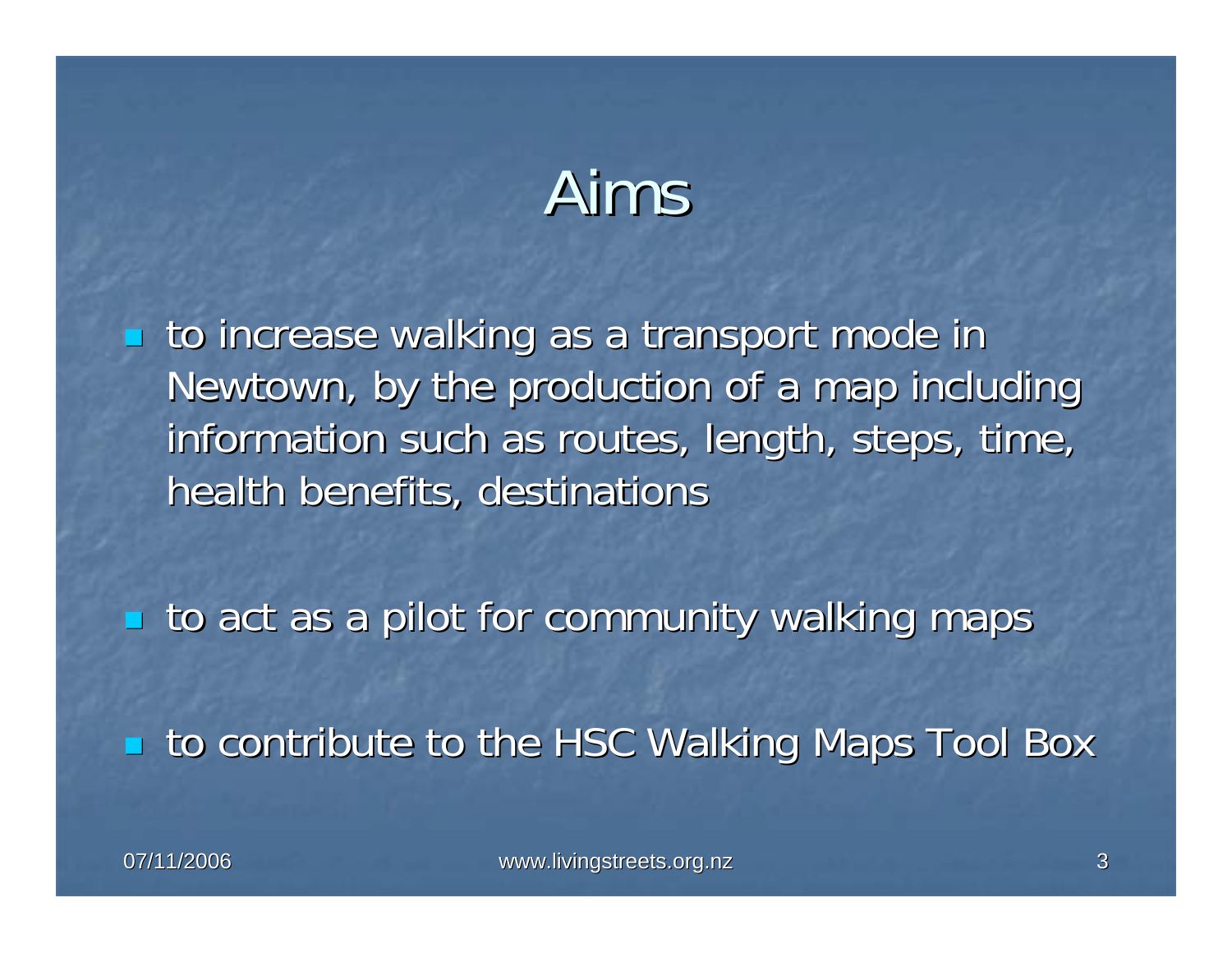# Aims

- to increase walking as a transport mode in Newtown, by the production of a map including information such as routes, length, steps, time, health benefits, destinations
- to act as a pilot for community walking maps
- to contribute to the HSC Walking Maps Tool Box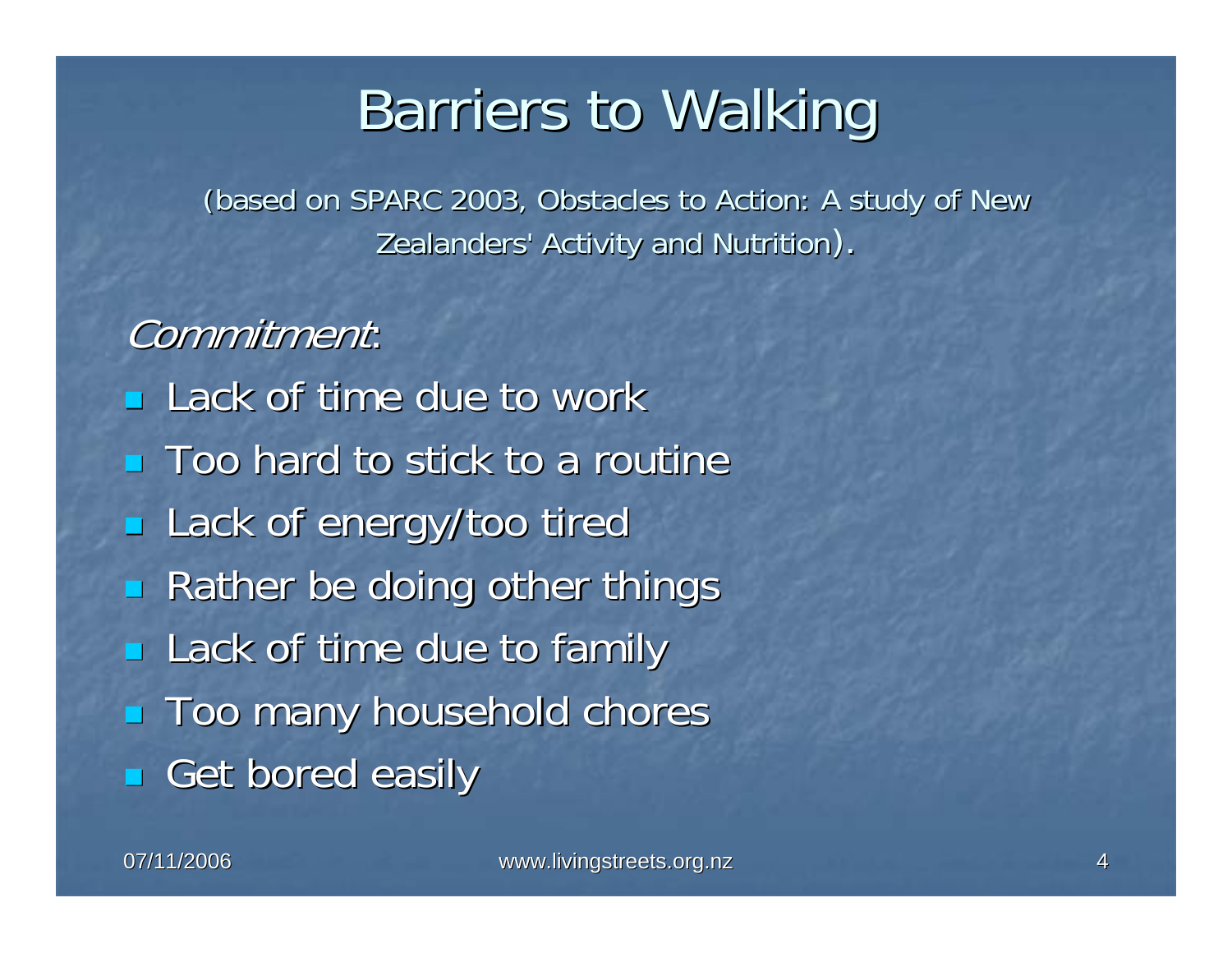# Barriers to Walking

(based on SPARC 2003, Obstacles to Action: A study of New Zealanders' Activity and Nutrition).

*Commitment*:

- Lack of time due to work
- Too hard to stick to a routine
- Lack of energy/too tired
- Rather be doing other things
- Lack of time due to family
- Too many household chores
- Get bored easily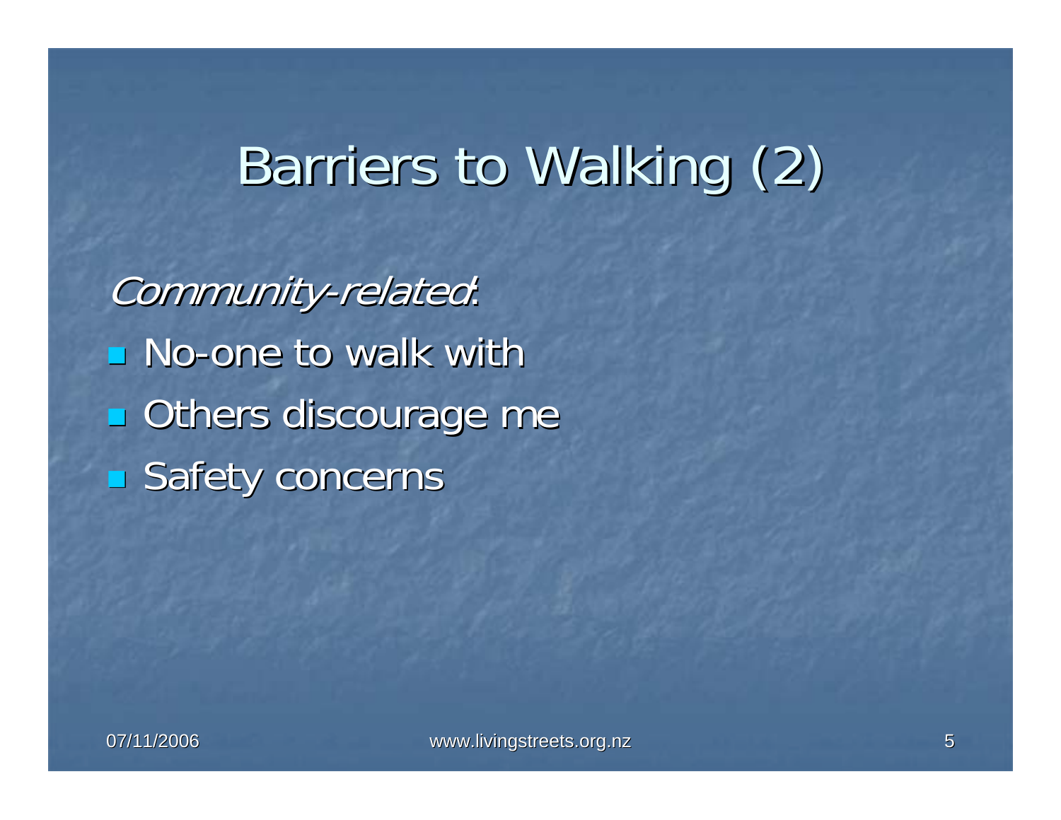# Barriers to Walking (2)

*Community-related*:

- No-one to walk with
- Others discourage me
- Safety concerns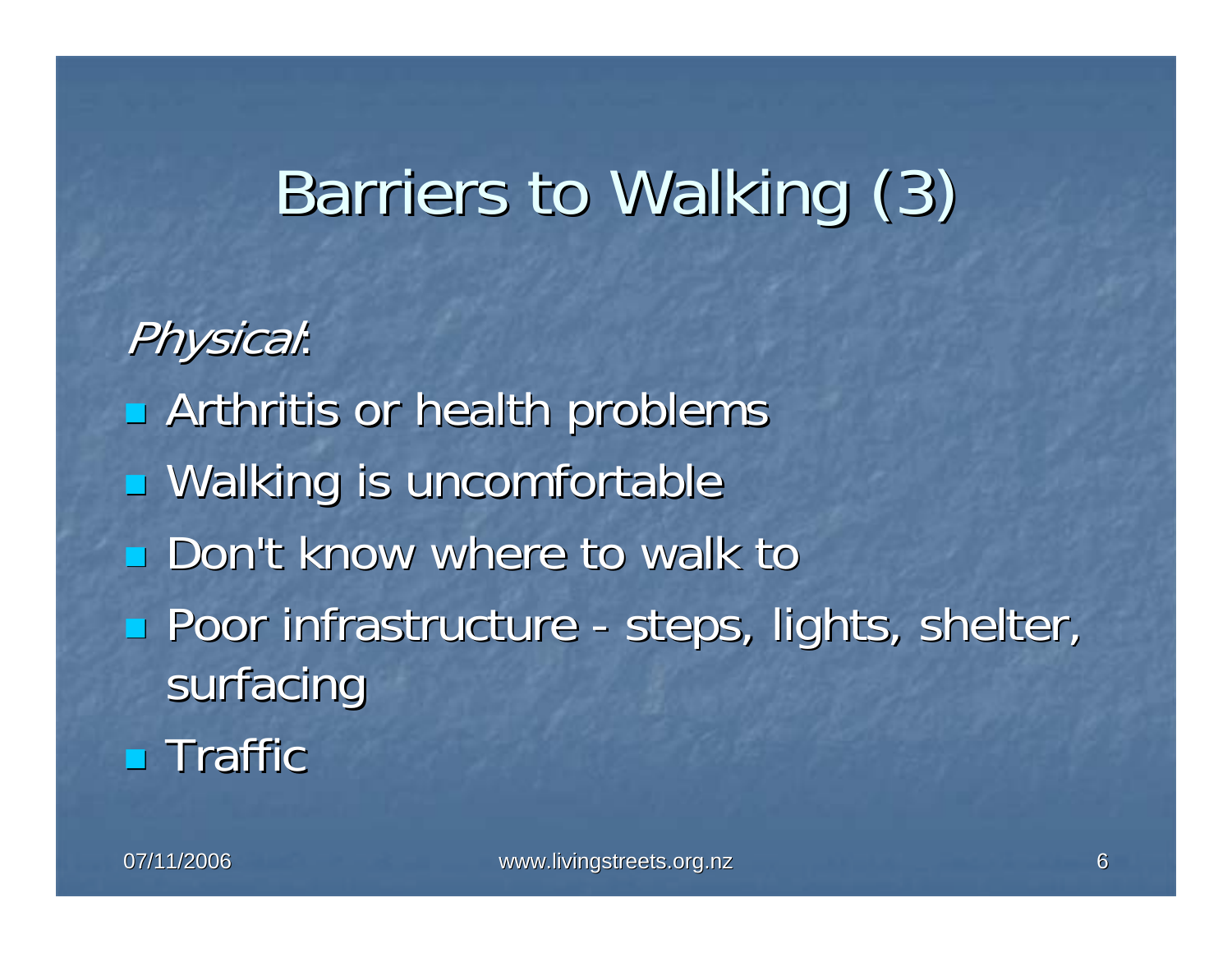# Barriers to Walking (3)

*Physical*:

- Arthritis or health problems
- Walking is uncomfortable
- Don't know where to walk to
- Poor infrastructure - steps, lights, shelter, surfacing
- Traffic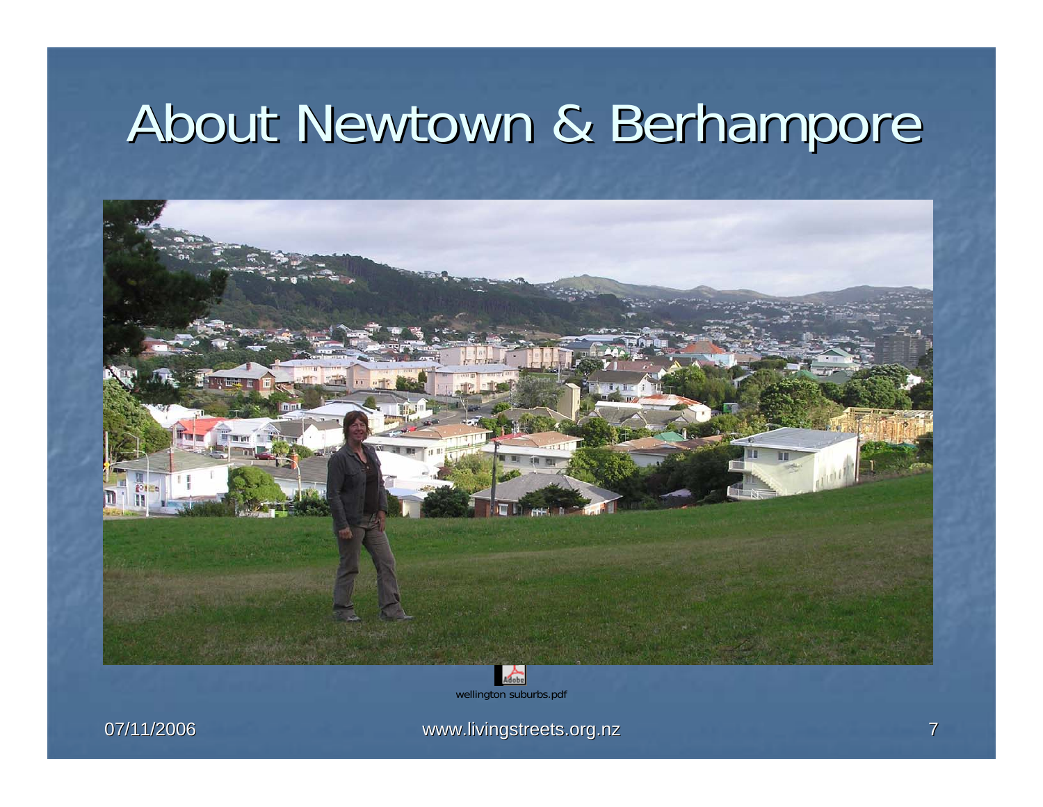# About Newtown & Berhampore

wellington suburbs.pdf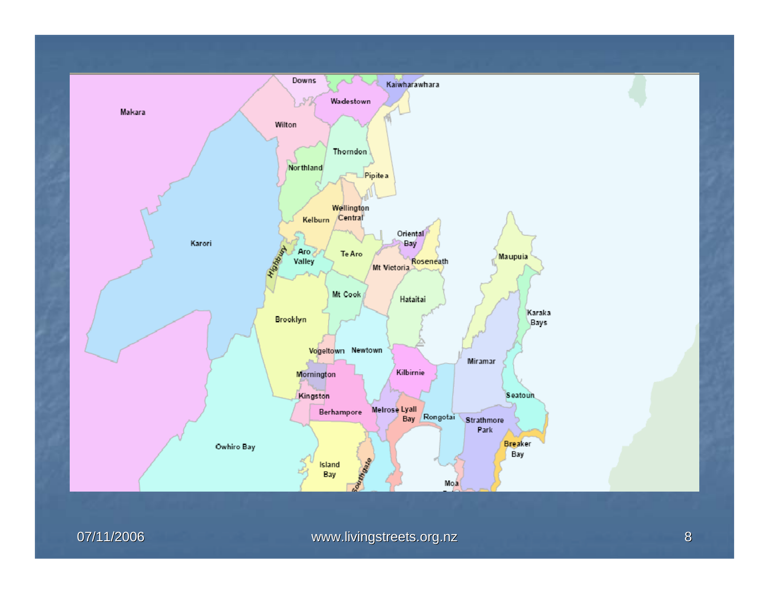Downs

Kaiwharawhara

Wadestown

Makara

Wilton

Thorndon

Northland

Pipitea

Wellington Central

Kelburn

Karori

Oriental Bay

Aro Valley

Highbury

Te Aro

Roseneath

Mt Victoria

Maupuia

Mt Cook

Hataitai

Karaka Bays

Brooklyn

Vogeltown

Newtown

Miramar

Mornington

Kilbirnie

Kingston

Seatoun

Berhampore

Melrose

Lyall Bay

Rongotai

Strathmore Park

Breaker Bay

Owhiro Bay

Island Bay

Southgate

Moa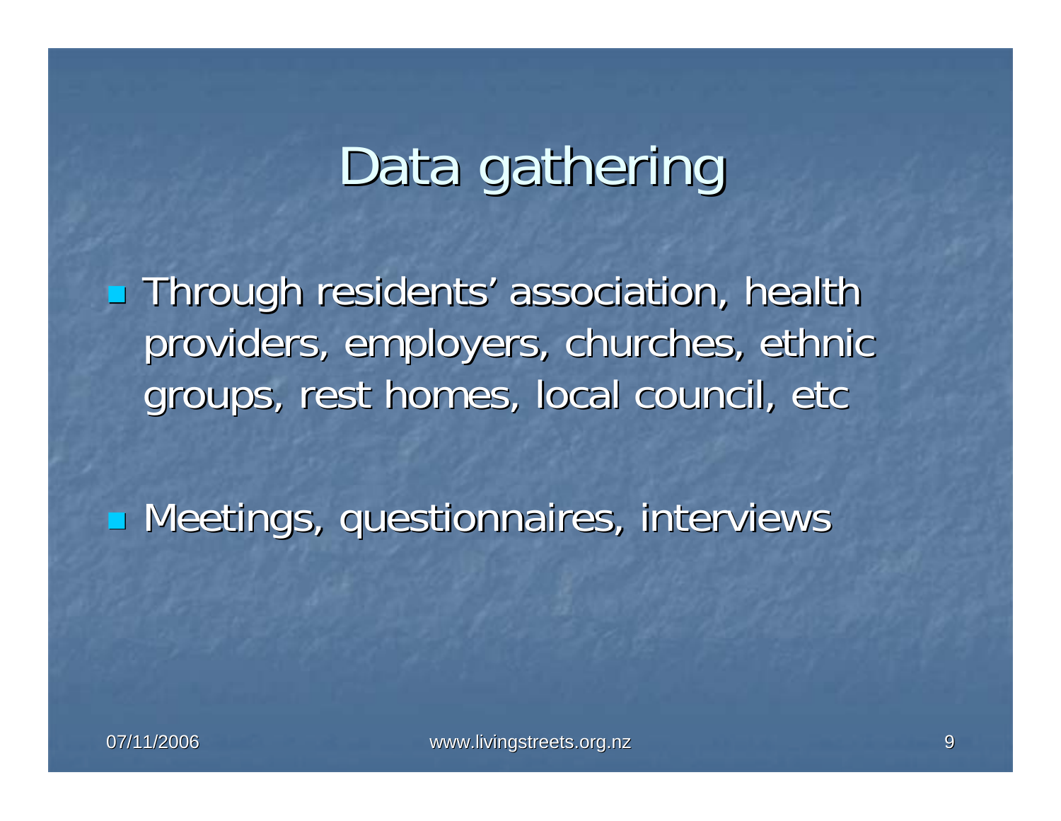# Data gathering

- Through residents' association, health providers, employers, churches, ethnic groups, rest homes, local council, etc
- Meetings, questionnaires, interviews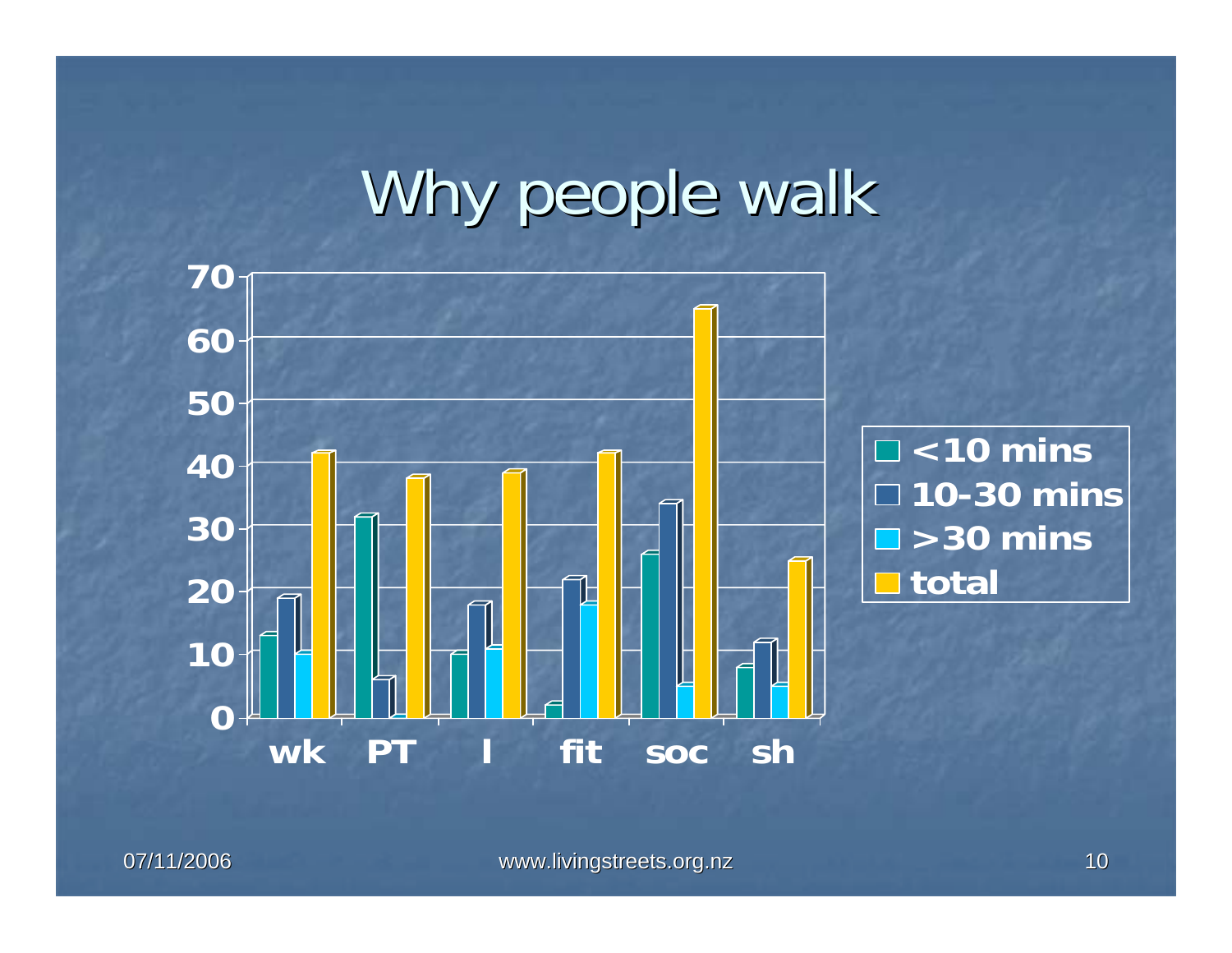# Why people walk

| | <10 mins | 10-30 mins | >30 mins | total |
|---|---|---|---|---|
| wk | 13 | 19 | 10 | 42 |
| PT | 32 | 6 | 0 | 38 |
| l | 10 | 18 | 11 | 39 |
| fit | 2 | 22 | 18 | 42 |
| soc | 26 | 34 | 5 | 65 |
| sh | 8 | 12 | 5 | 25 |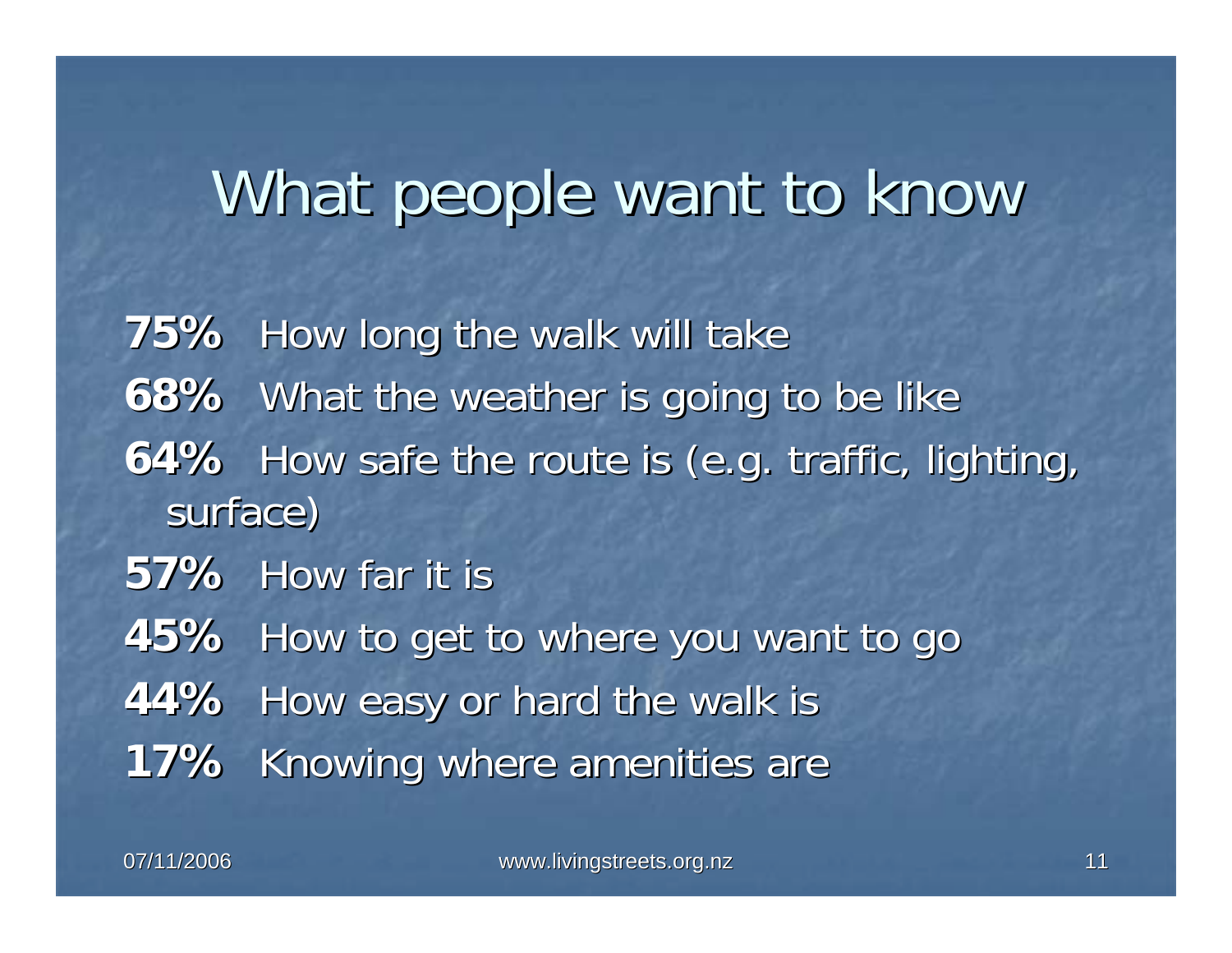# What people want to know

**75%** How long the walk will take

**68%** What the weather is going to be like

**64%** How safe the route is (e.g. traffic, lighting, surface)

**57%** How far it is

**45%** How to get to where you want to go

**44%** How easy or hard the walk is

**17%** Knowing where amenities are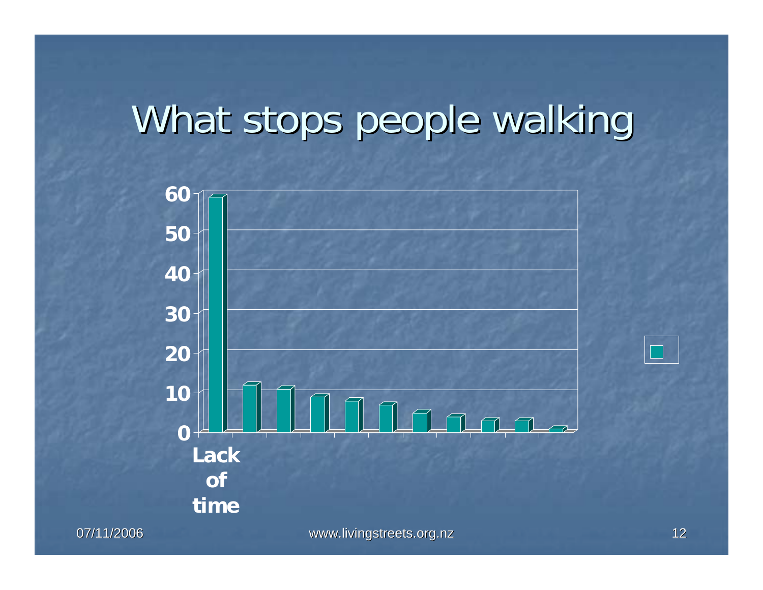# What stops people walking

60
50
40
30
20
10
0

Lack of time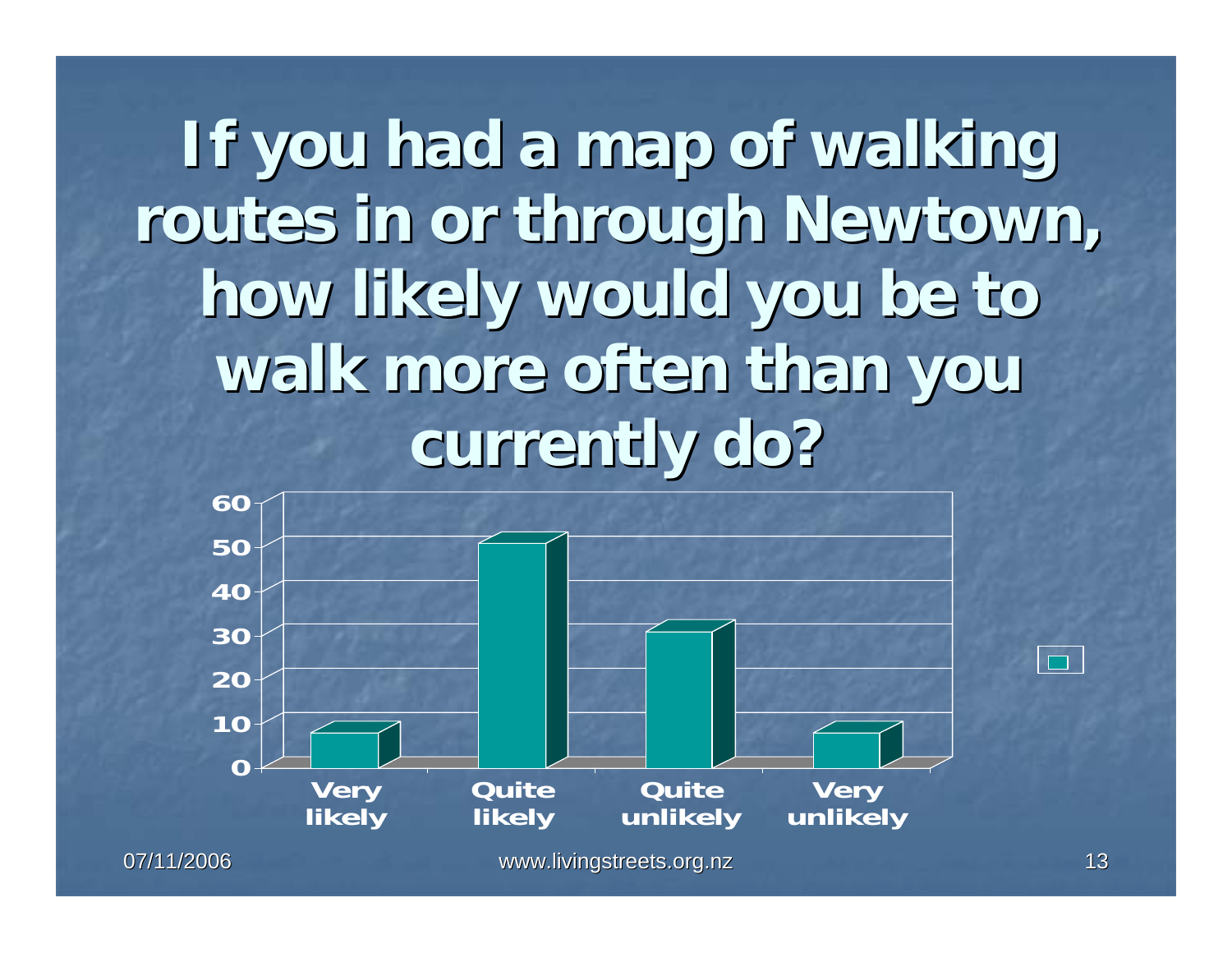# If you had a map of walking routes in or through Newtown, how likely would you be to walk more often than you currently do?

| | Very likely | Quite likely | Quite unlikely | Very unlikely |
|---|---|---|---|---|
| Value | 7 | 50 | 30 | 7 |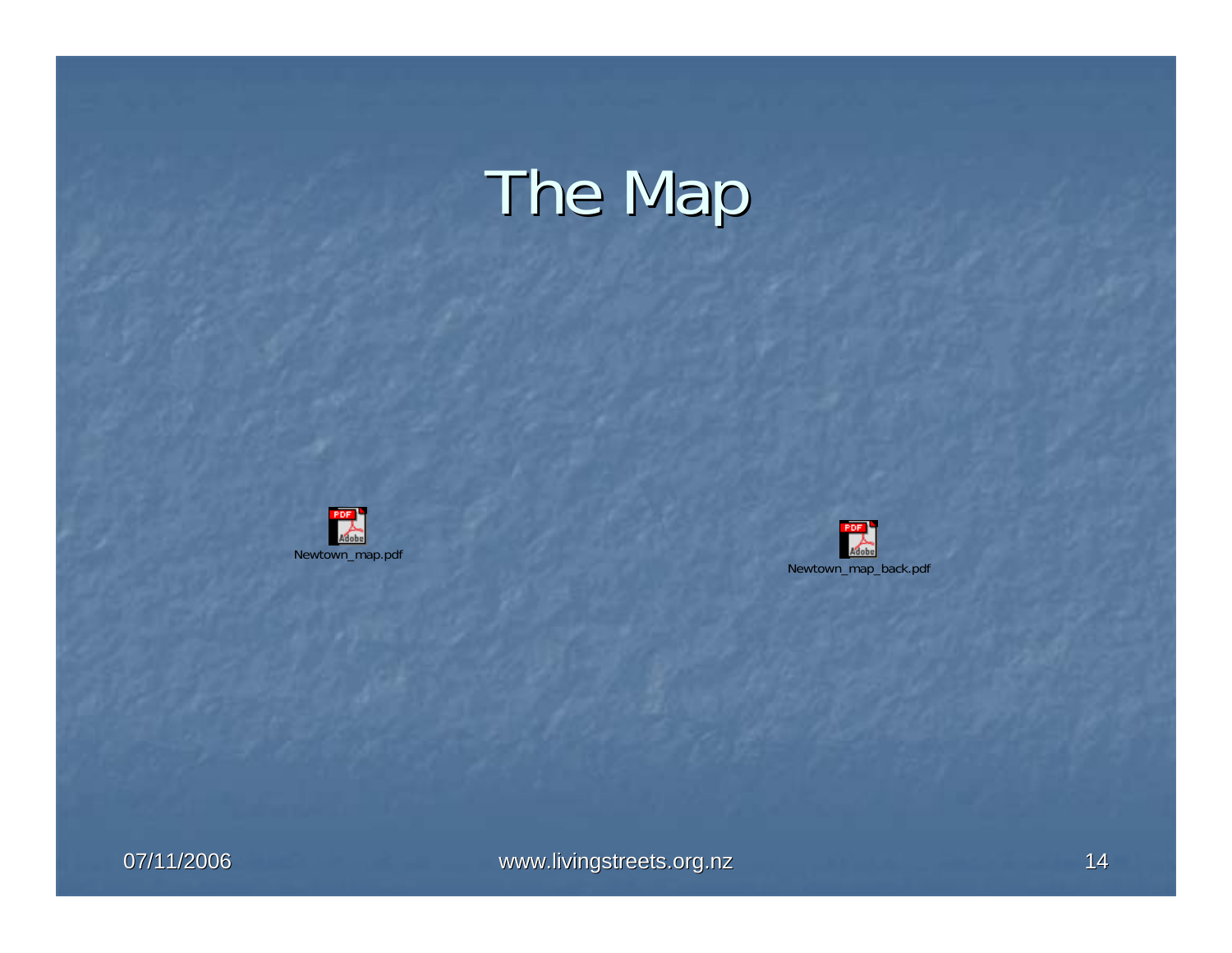# The Map

Newtown_map.pdf

Newtown_map_back.pdf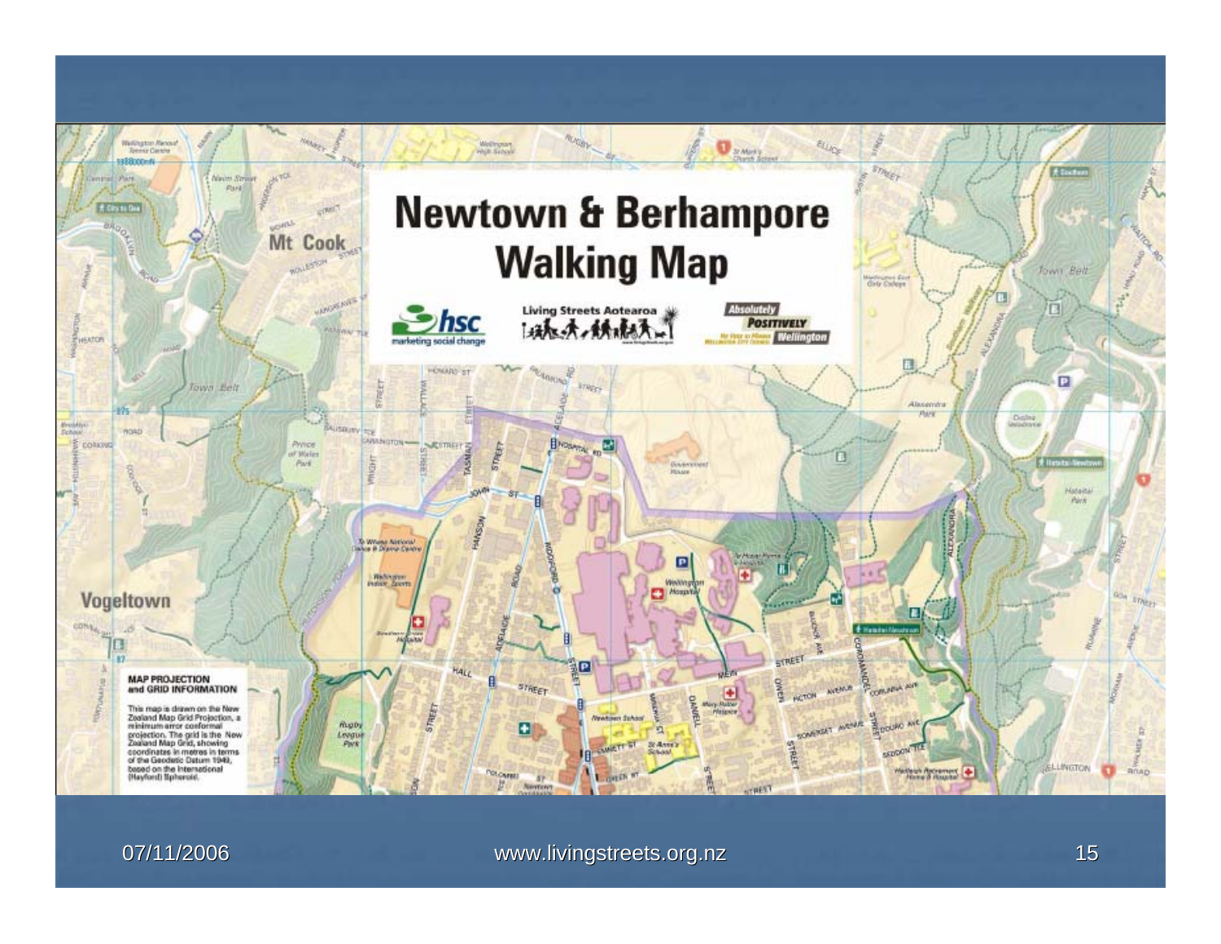# Newtown & Berhampore Walking Map

**MAP PROJECTION and GRID INFORMATION**

This map is drawn on the New Zealand Map Grid Projection, a minimum error conformal projection. The grid is the New Zealand Map Grid, showing coordinates in metres in terms of the Geodetic Datum 1949, based on the International (Hayford) Spheroid.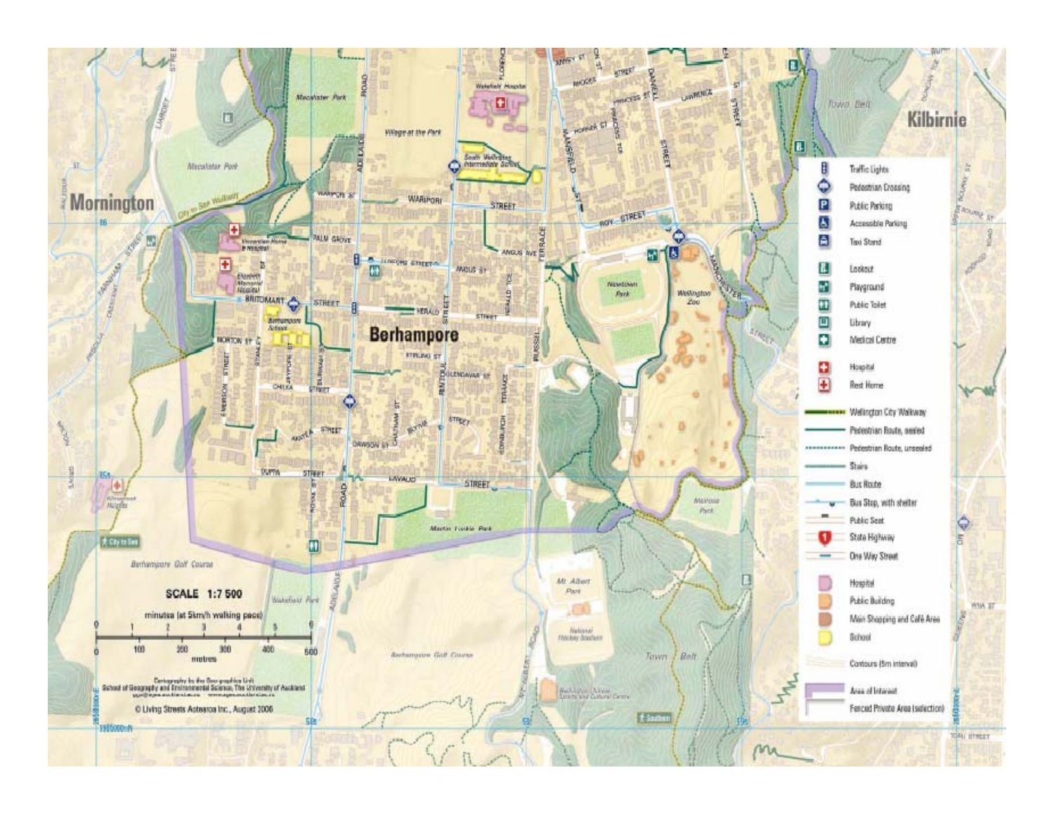# Berhampore

**Mornington** · **Kilbirnie**

**SCALE 1:7 500**

minutes (at 5km/h walking pace)

0 1 2 3 4 5 6

0 100 200 300 400 500 metres

Cartography by the Geographics Unit
School of Geography and Environmental Science, The University of Auckland

© Living Streets Aotearoa Inc., August 2006

## Legend

- Traffic Lights
- Pedestrian Crossing
- Public Parking
- Accessible Parking
- Taxi Stand
- Lookout
- Playground
- Public Toilet
- Library
- Medical Centre
- Hospital
- Rest Home
- Wellington City Walkway
- Pedestrian Route, sealed
- Pedestrian Route, unsealed
- Stairs
- Bus Route
- Bus Stop, with shelter
- Public Seat
- State Highway
- One Way Street
- Hospital
- Public Building
- Main Shopping and Café Area
- School
- Contours (5m interval)
- Area of Interest
- Fenced Private Area (selection)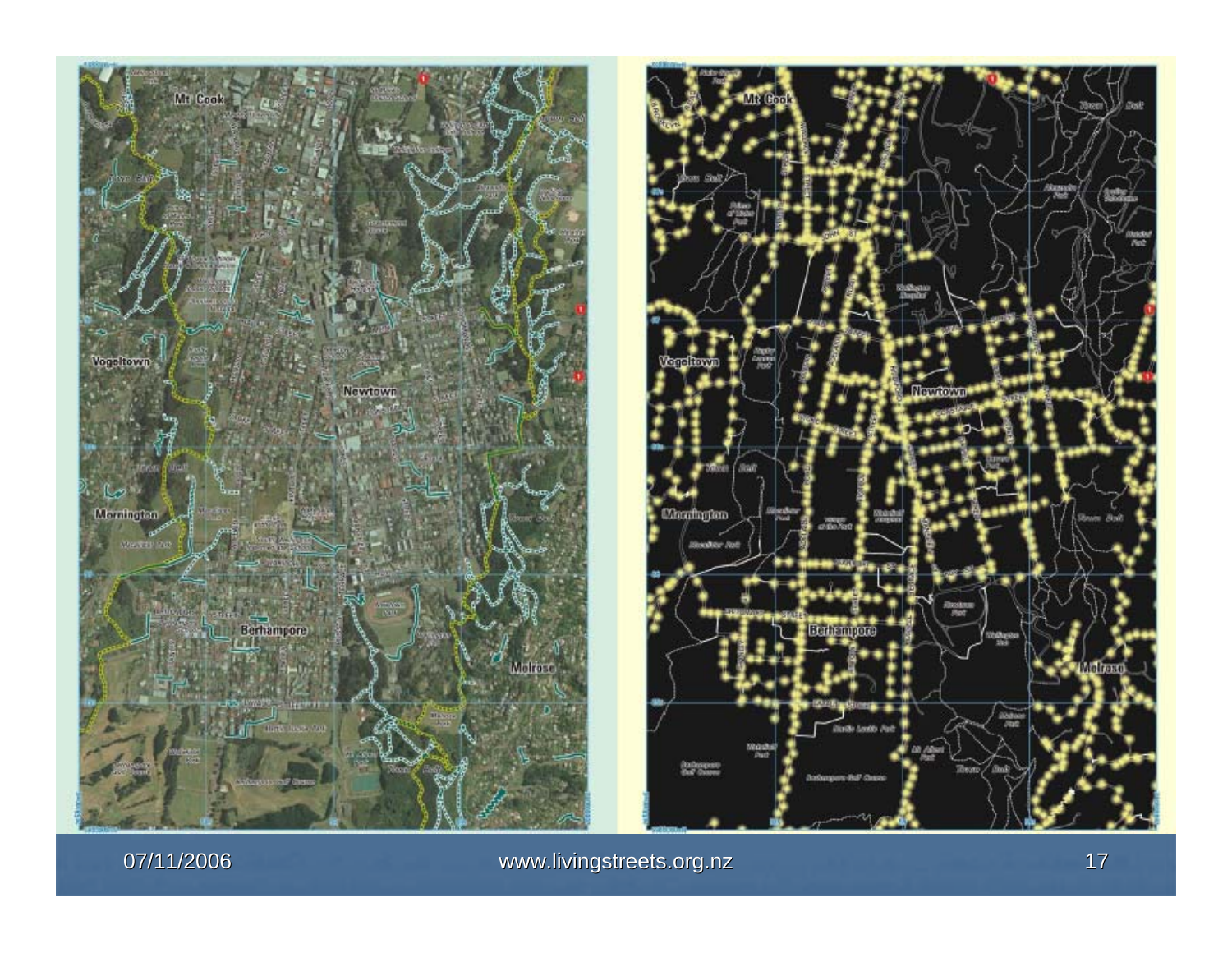Mt Cook

Vogeltown

Newtown

Mornington

Berhampore

Melrose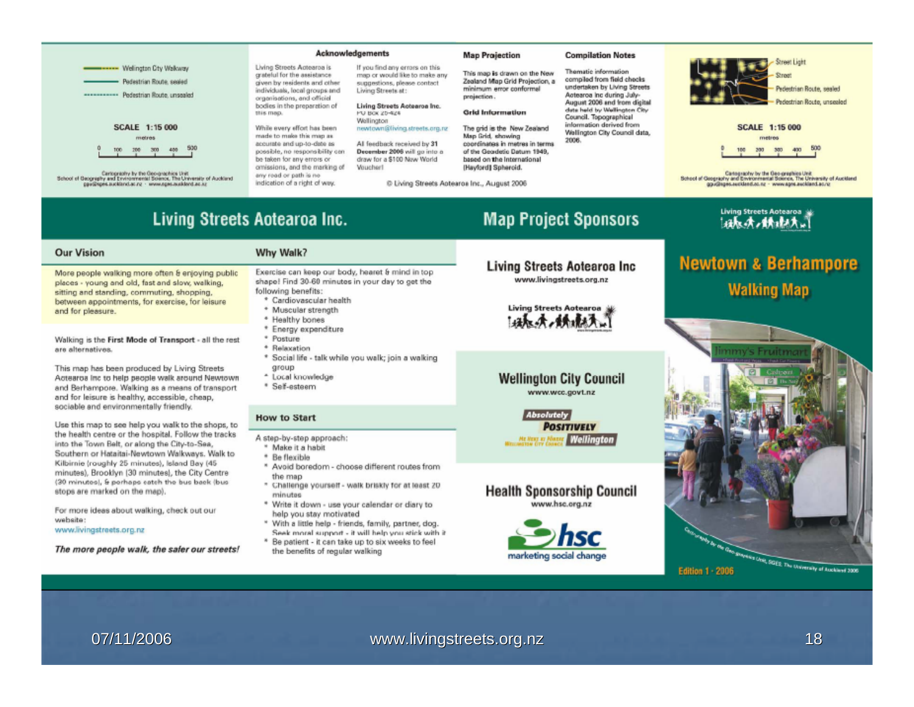Wellington City Walkway
Pedestrian Route, sealed
Pedestrian Route, unsealed

SCALE 1:15 000

metres

0 100 200 300 400 500

Cartography by the Geographics Unit
School of Geography and Environmental Science, The University of Auckland
ggu@sges.auckland.ac.nz · www.sges.auckland.ac.nz

## Acknowledgements

Living Streets Aotearoa is grateful for the assistance given by residents and other individuals, local groups and organisations, and official bodies in the preparation of this map.

While every effort has been made to make this map as accurate and up-to-date as possible, no responsibility can be taken for any errors or omissions, and the marking of any road or path is no indication of a right of way.

If you find any errors on this map or would like to make any suggestions, please contact Living Streets at:

**Living Streets Aotearoa Inc.**
PO Box 25-424
Wellington
newtown@livingstreets.org.nz

All feedback received by 31 **December 2006** will go into a draw for a $100 New World Voucher!

© Living Streets Aotearoa Inc., August 2006

## Map Projection

This map is drawn on the New Zealand Map Grid Projection, a minimum error conformal projection.

### Grid Information

The grid is the New Zealand Map Grid, showing coordinates in metres in terms of the Geodetic Datum 1949, based on the International (Hayford) Spheroid.

## Compilation Notes

Thematic information compiled from field checks undertaken by Living Streets Aotearoa Inc during July-August 2006 and from digital data held by Wellington City Council. Topographical information derived from Wellington City Council data, 2006.

Street Light
Street
Pedestrian Route, sealed
Pedestrian Route, unsealed

SCALE 1:15 000

metres

0 100 200 300 400 500

Cartography by the Geographics Unit
School of Geography and Environmental Science, The University of Auckland
ggu@sges.auckland.ac.nz · www.sges.auckland.ac.nz

# Living Streets Aotearoa Inc.

## Our Vision

More people walking more often & enjoying public places - young and old, fast and slow, walking, sitting and standing, commuting, shopping, between appointments, for exercise, for leisure and for pleasure.

Walking is the **First Mode of Transport** - all the rest are alternatives.

This map has been produced by Living Streets Aotearoa Inc to help people walk around Newtown and Berhampore. Walking as a means of transport and for leisure is healthy, accessible, cheap, sociable and environmentally friendly.

Use this map to see help you walk to the shops, to the health centre or the hospital. Follow the tracks into the Town Belt, or along the City-to-Sea, Southern or Hataitai-Newtown Walkways. Walk to Kilbirnie (roughly 25 minutes), Island Bay (45 minutes), Brooklyn (30 minutes), the City Centre (30 minutes), & perhaps catch the bus back (bus stops are marked on the map).

For more ideas about walking, check out our website:
www.livingstreets.org.nz

***The more people walk, the safer our streets!***

## Why Walk?

Exercise can keep our body, heart & mind in top shape! Find 30-60 minutes in your day to get the following benefits:

* Cardiovascular health
* Muscular strength
* Healthy bones
* Energy expenditure
* Posture
* Relaxation
* Social life - talk while you walk; join a walking group
* Local knowledge
* Self-esteem

## How to Start

A step-by-step approach:

* Make it a habit
* Be flexible
* Avoid boredom - choose different routes from the map
* Challenge yourself - walk briskly for at least 20 minutes
* Write it down - use your calendar or diary to help you stay motivated
* With a little help - friends, family, partner, dog. Seek moral support - it will help you stick with it
* Be patient - it can take up to six weeks to feel the benefits of regular walking

# Map Project Sponsors

**Living Streets Aotearoa Inc**
www.livingstreets.org.nz

**Wellington City Council**
www.wcc.govt.nz

Absolutely Positively Wellington

**Health Sponsorship Council**
www.hsc.org.nz

hsc marketing social change

Living Streets Aotearoa

# Newtown & Berhampore Walking Map

Cartography by the Geographics Unit, SGES, The University of Auckland 2006

Edition 1 - 2006

07/11/2006 www.livingstreets.org.nz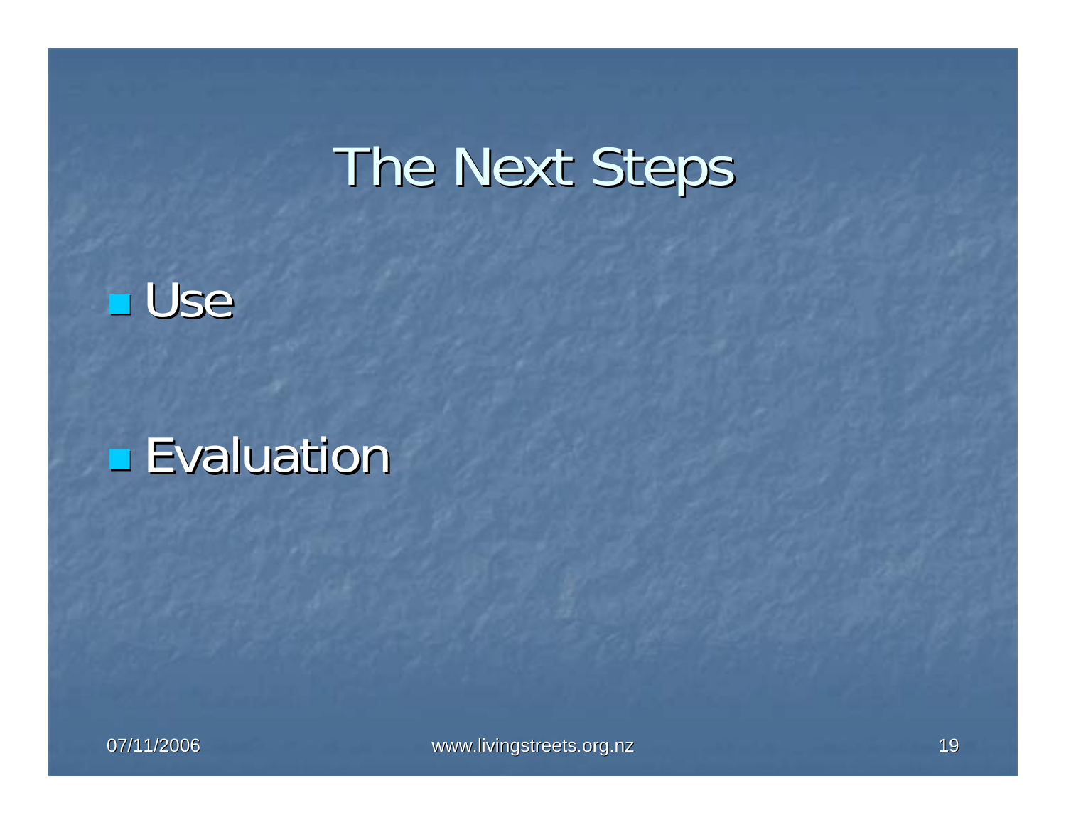# The Next Steps

- Use
- Evaluation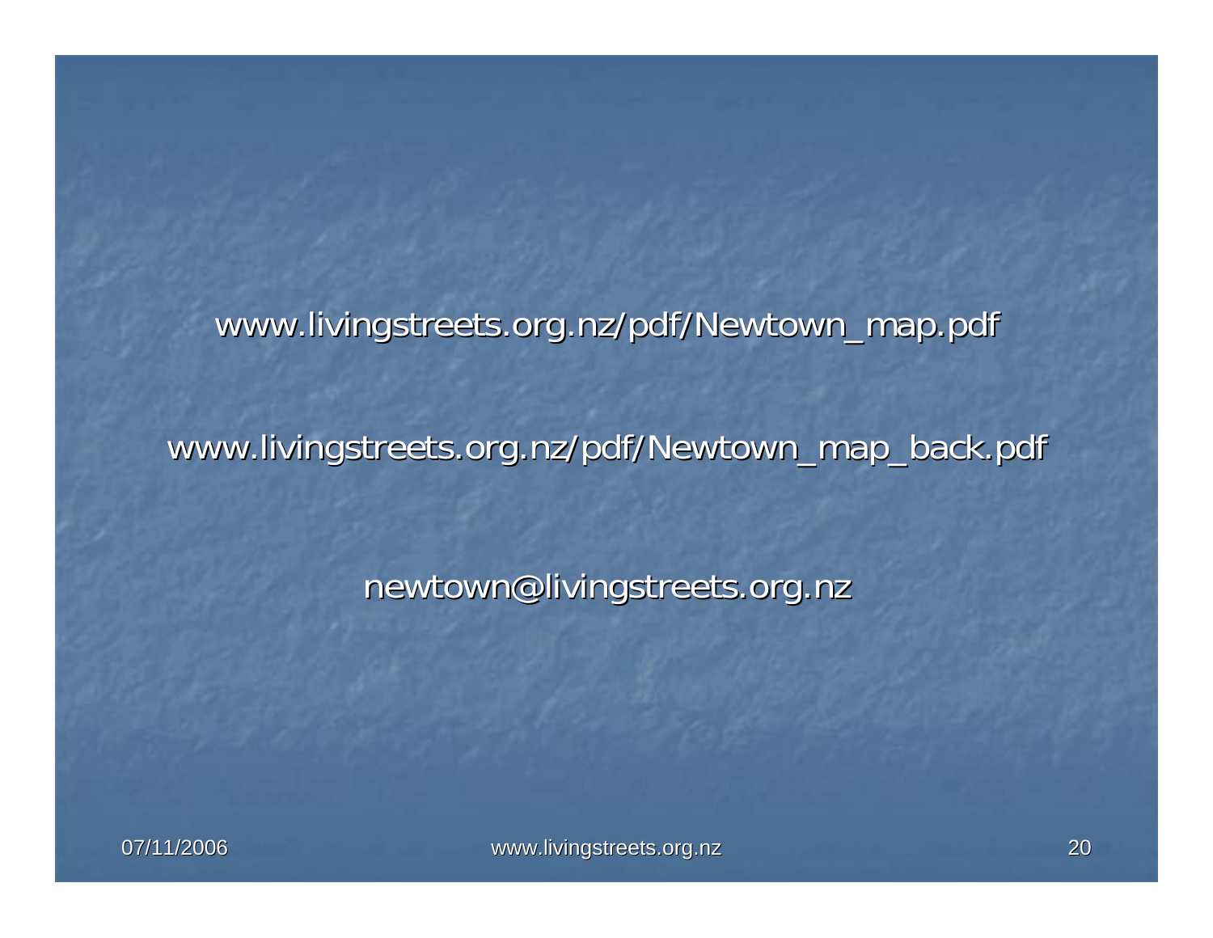www.livingstreets.org.nz/pdf/Newtown_map.pdf

www.livingstreets.org.nz/pdf/Newtown_map_back.pdf

newtown@livingstreets.org.nz